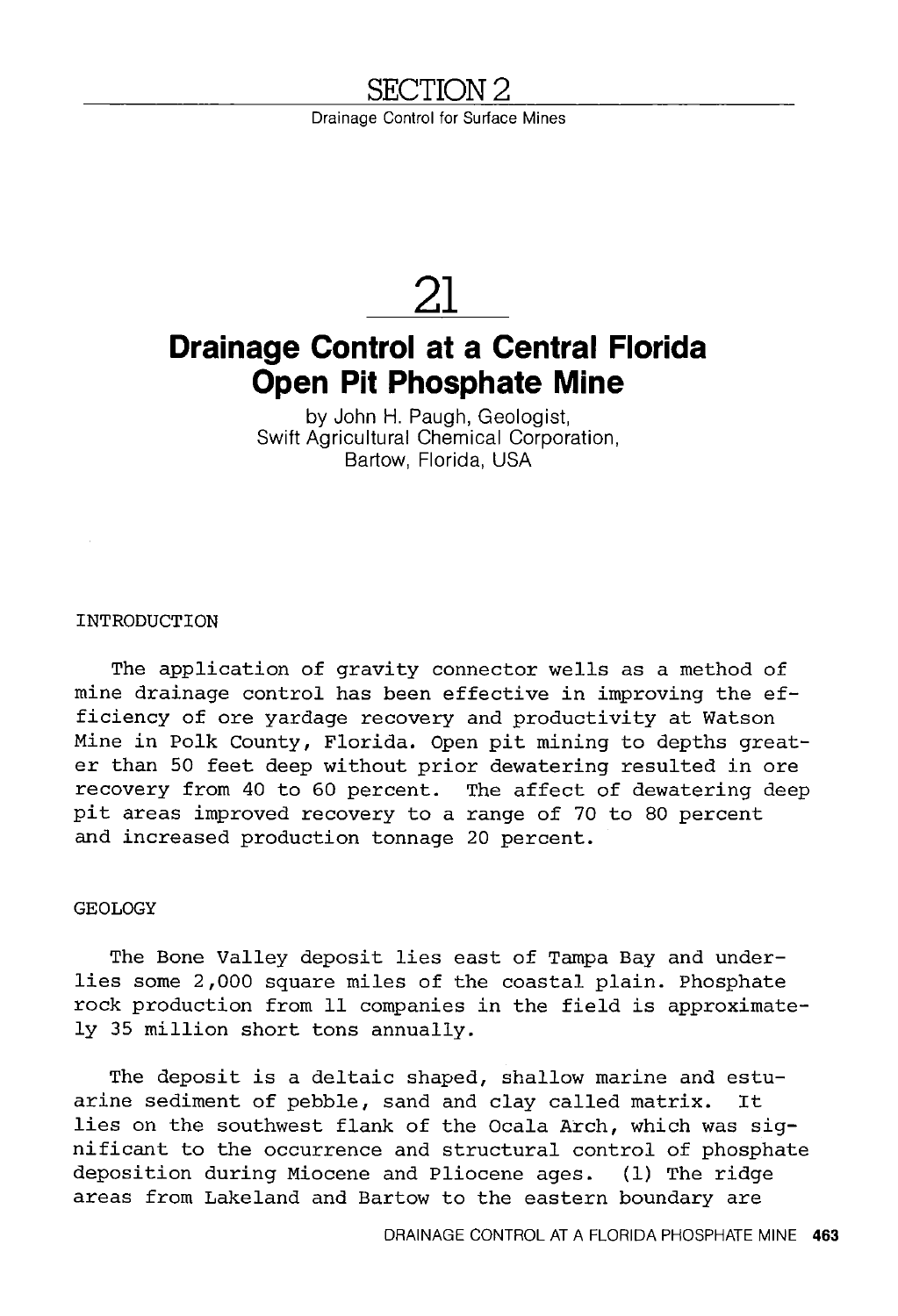# SECTION 2

Drainage Control for Surface Mines

# 21

## Drainage Control at a Central Florida Open Pit Phosphate Mine

by John H. Paugh, Geologist, Swift Agricultural Chemical Corporation, Bartow, Florida, USA

### INTRODUCTION

The application of gravity connector wells as a method of mine drainage control has been effective in improving the efficiency of ore yardage recovery and productivity at Watson Mine in Polk County, Florida. Open pit mining to depths greater than 50 feet deep without prior dewatering resulted in ore recovery from 40 to 60 percent. The affect of dewatering deep pit areas improved recovery to a range of 70 to 80 percent and increased production tonnage 20 percent.

### GEOLOGY

The Bone Valley deposit lies east of Tampa Bay and underlies some 2,000 square miles of the coastal plain. Phosphate rock production from 11 companies in the field is approximately 35 million short tons annually.

The deposit is a deltaic shaped, shallow marine and estuarine sediment of pebble, sand and clay called matrix. It lies on the southwest flank of the Ocala Arch, which was significant to the occurrence and structural control of phosphate deposition during Miocene and Pliocene ages. (1) The ridge areas from Lakeland and Bartow to the eastern boundary are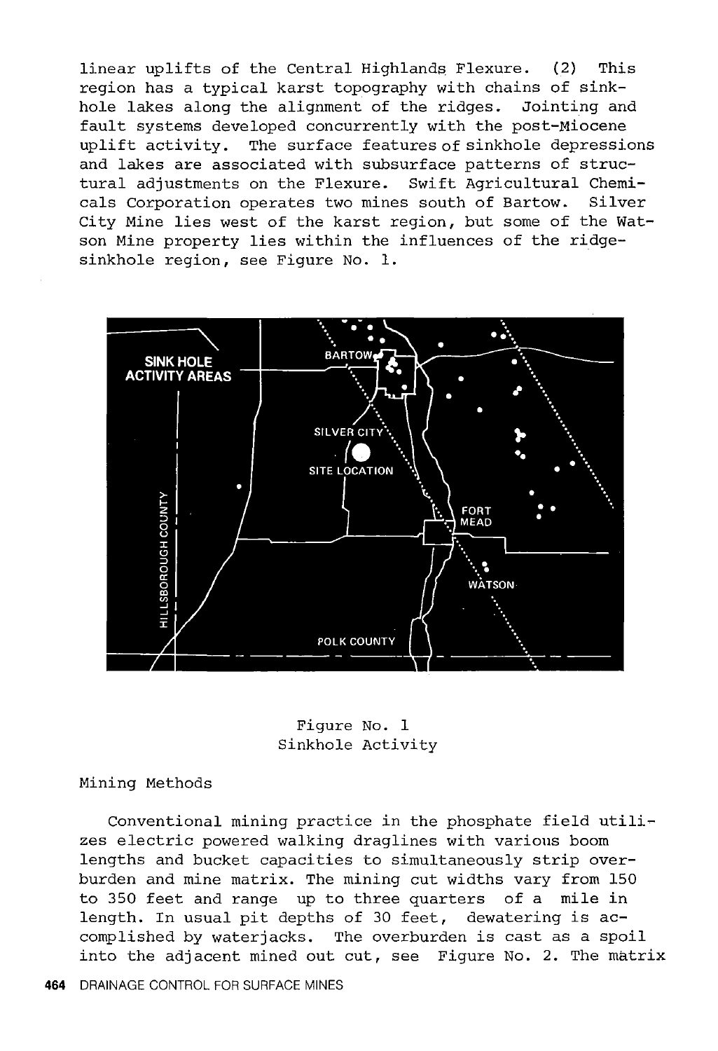linear uplifts of the Central Highlands Flexure. (2) This region has a typical karst topography with chains of sinkhole lakes along the alignment of the ridges. Jointing and fault systems developed concurrently with the post-Miocene uplift activity. The surface features of sinkhole depressions and lakes are associated with subsurface patterns of structural adjustments on the Flexure. Swift Agricultural Chemicals Corporation operates two mines south of Bartow. Silver City Mine lies west of the karst region, but some of the Watson Mine property lies within the influences of the ridge-sinkhole region, see Figure No. 1.

Figure No. 1
Sinkhole Activity

## Mining Methods

Conventional mining practice in the phosphate field utilizes electric powered walking draglines with various boom lengths and bucket capacities to simultaneously strip overburden and mine matrix. The mining cut widths vary from 150 to 350 feet and range up to three quarters of a mile in length. In usual pit depths of 30 feet, dewatering is accomplished by waterjacks. The overburden is cast as a spoil into the adjacent mined out cut, see Figure No. 2. The matrix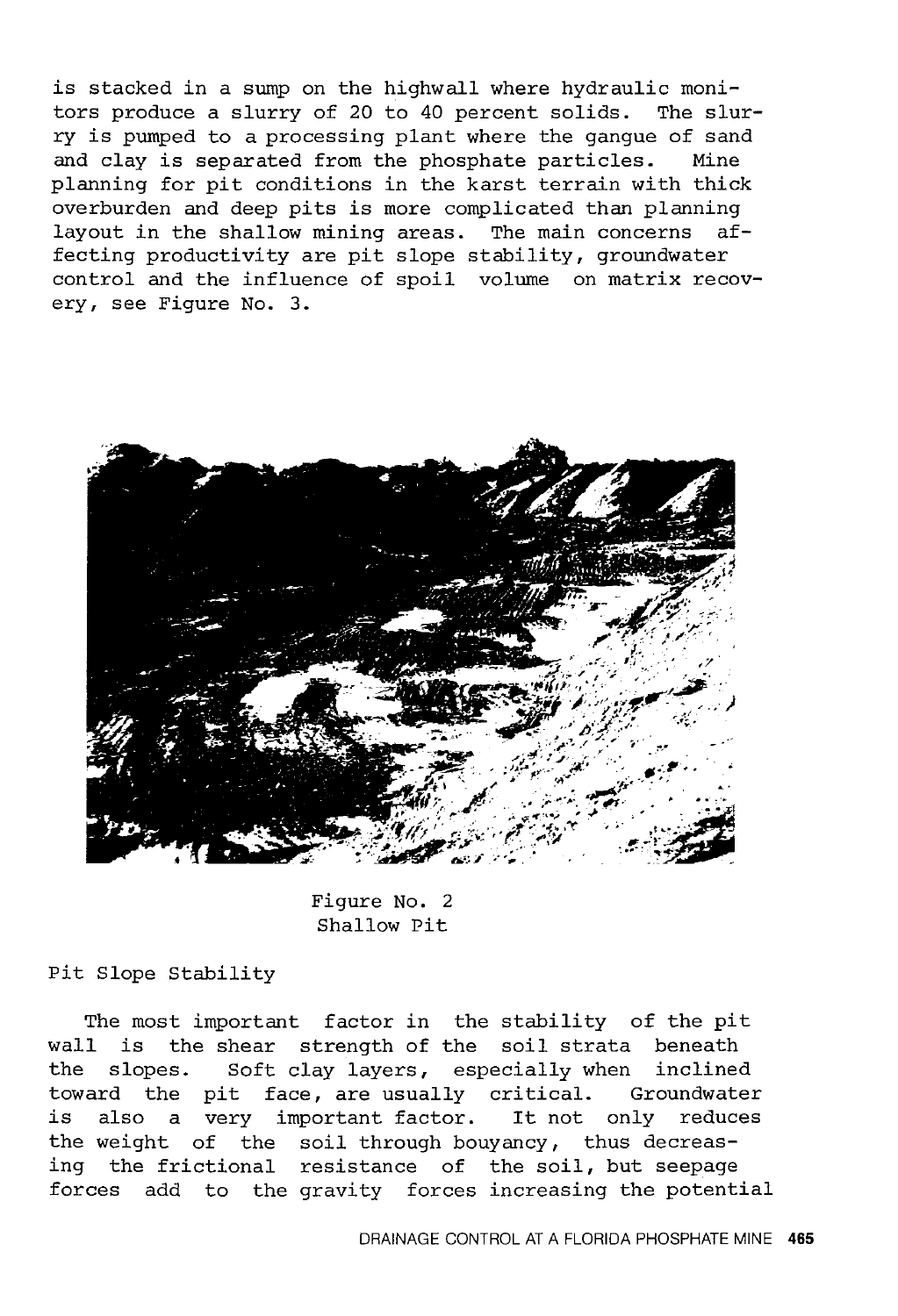is stacked in a sump on the highwall where hydraulic monitors produce a slurry of 20 to 40 percent solids. The slurry is pumped to a processing plant where the gangue of sand and clay is separated from the phosphate particles. Mine planning for pit conditions in the karst terrain with thick overburden and deep pits is more complicated than planning layout in the shallow mining areas. The main concerns affecting productivity are pit slope stability, groundwater control and the influence of spoil volume on matrix recovery, see Figure No. 3.

Figure No. 2
Shallow Pit

## Pit Slope Stability

The most important factor in the stability of the pit wall is the shear strength of the soil strata beneath the slopes. Soft clay layers, especially when inclined toward the pit face, are usually critical. Groundwater is also a very important factor. It not only reduces the weight of the soil through bouyancy, thus decreasing the frictional resistance of the soil, but seepage forces add to the gravity forces increasing the potential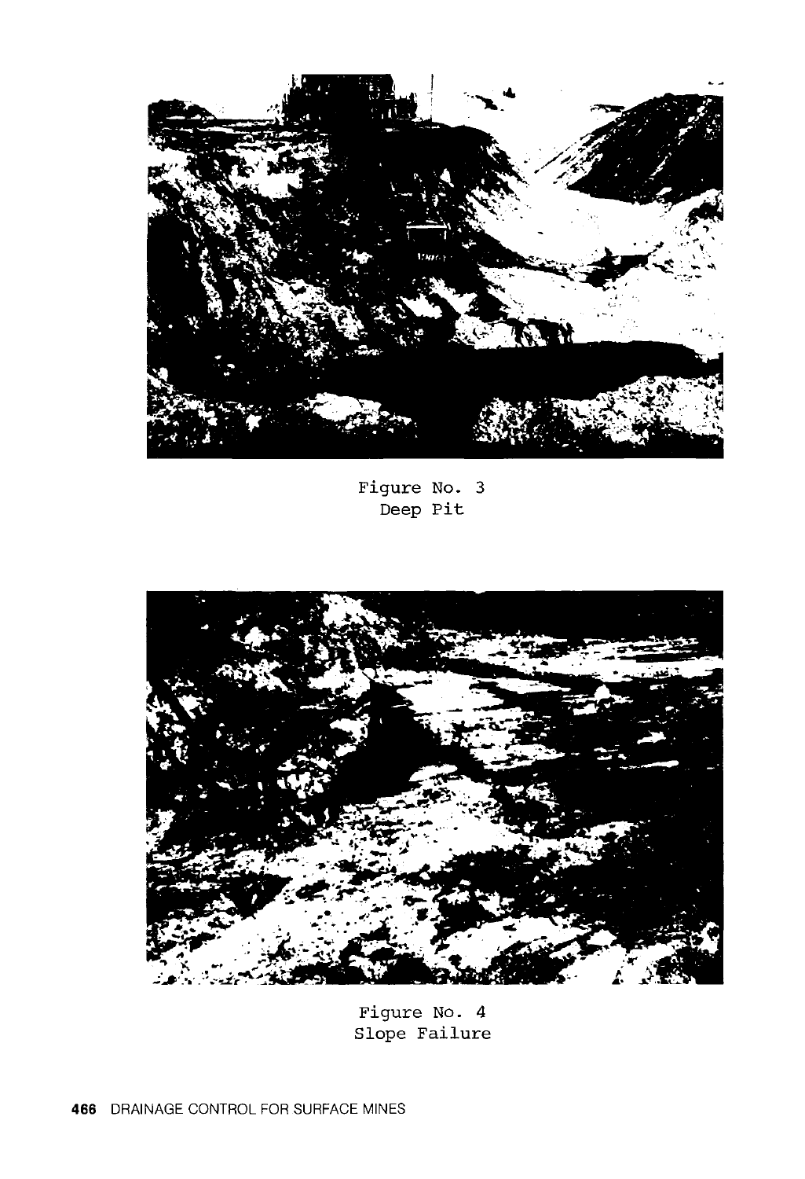Figure No. 3
Deep Pit

Figure No. 4
Slope Failure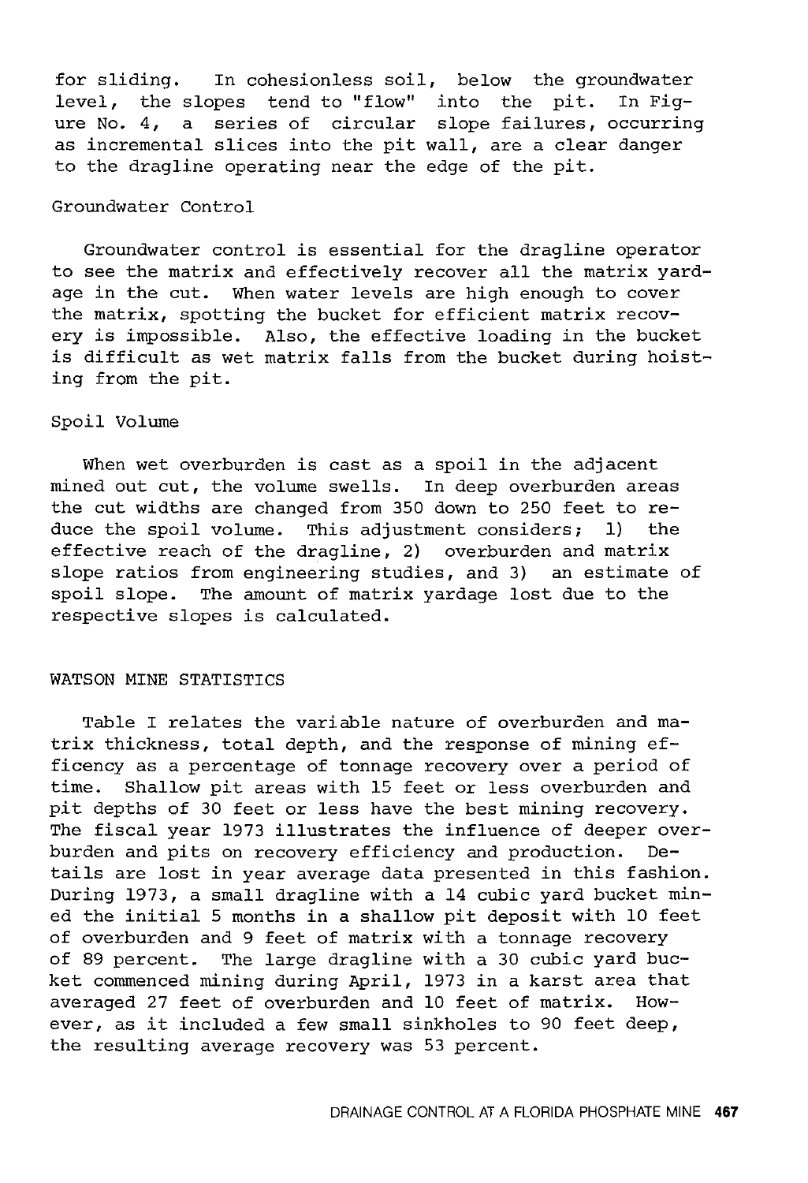for sliding. In cohesionless soil, below the groundwater level, the slopes tend to "flow" into the pit. In Figure No. 4, a series of circular slope failures, occurring as incremental slices into the pit wall, are a clear danger to the dragline operating near the edge of the pit.

### Groundwater Control

Groundwater control is essential for the dragline operator to see the matrix and effectively recover all the matrix yardage in the cut. When water levels are high enough to cover the matrix, spotting the bucket for efficient matrix recovery is impossible. Also, the effective loading in the bucket is difficult as wet matrix falls from the bucket during hoisting from the pit.

### Spoil Volume

When wet overburden is cast as a spoil in the adjacent mined out cut, the volume swells. In deep overburden areas the cut widths are changed from 350 down to 250 feet to reduce the spoil volume. This adjustment considers; 1) the effective reach of the dragline, 2) overburden and matrix slope ratios from engineering studies, and 3) an estimate of spoil slope. The amount of matrix yardage lost due to the respective slopes is calculated.

## WATSON MINE STATISTICS

Table I relates the variable nature of overburden and matrix thickness, total depth, and the response of mining efficency as a percentage of tonnage recovery over a period of time. Shallow pit areas with 15 feet or less overburden and pit depths of 30 feet or less have the best mining recovery. The fiscal year 1973 illustrates the influence of deeper overburden and pits on recovery efficiency and production. Details are lost in year average data presented in this fashion. During 1973, a small dragline with a 14 cubic yard bucket mined the initial 5 months in a shallow pit deposit with 10 feet of overburden and 9 feet of matrix with a tonnage recovery of 89 percent. The large dragline with a 30 cubic yard bucket commenced mining during April, 1973 in a karst area that averaged 27 feet of overburden and 10 feet of matrix. However, as it included a few small sinkholes to 90 feet deep, the resulting average recovery was 53 percent.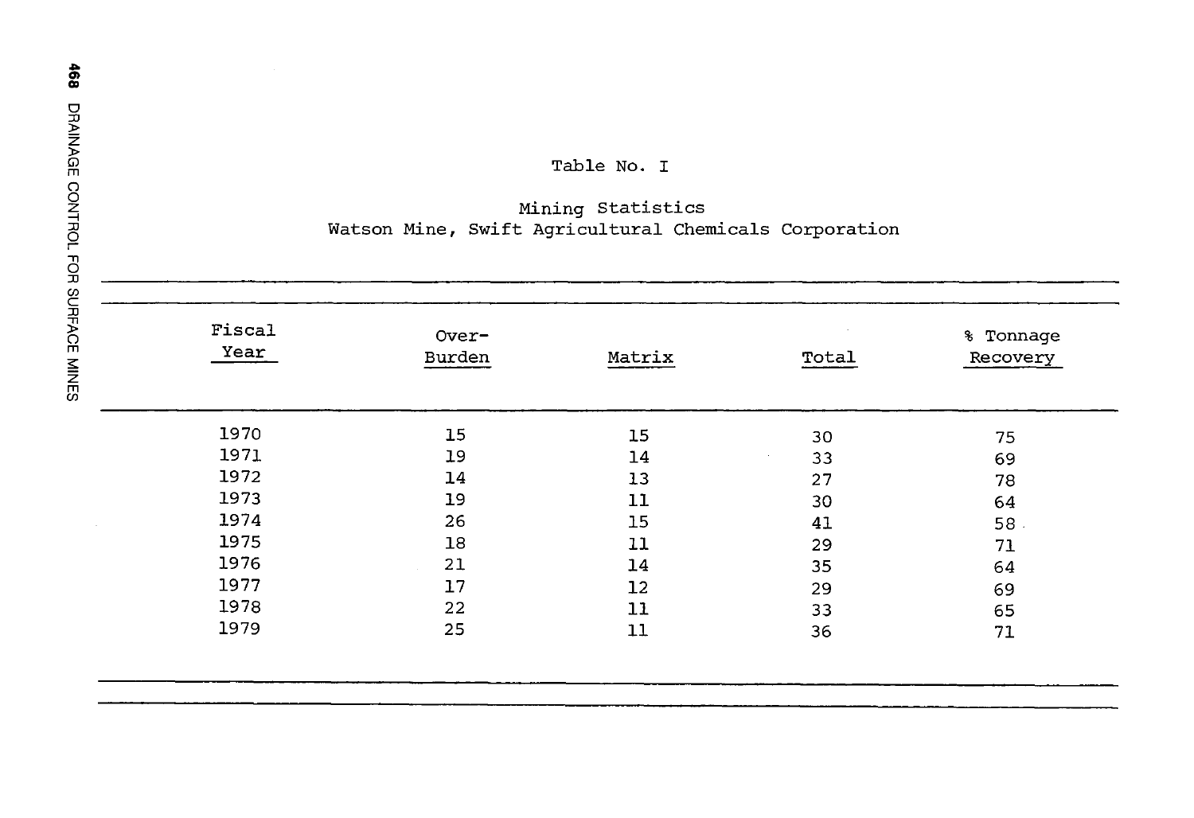Table No. I

Mining Statistics
Watson Mine, Swift Agricultural Chemicals Corporation

| Fiscal Year | Over-Burden | Matrix | Total | % Tonnage Recovery |
|---|---|---|---|---|
| 1970 | 15 | 15 | 30 | 75 |
| 1971 | 19 | 14 | 33 | 69 |
| 1972 | 14 | 13 | 27 | 78 |
| 1973 | 19 | 11 | 30 | 64 |
| 1974 | 26 | 15 | 41 | 58 |
| 1975 | 18 | 11 | 29 | 71 |
| 1976 | 21 | 14 | 35 | 64 |
| 1977 | 17 | 12 | 29 | 69 |
| 1978 | 22 | 11 | 33 | 65 |
| 1979 | 25 | 11 | 36 | 71 |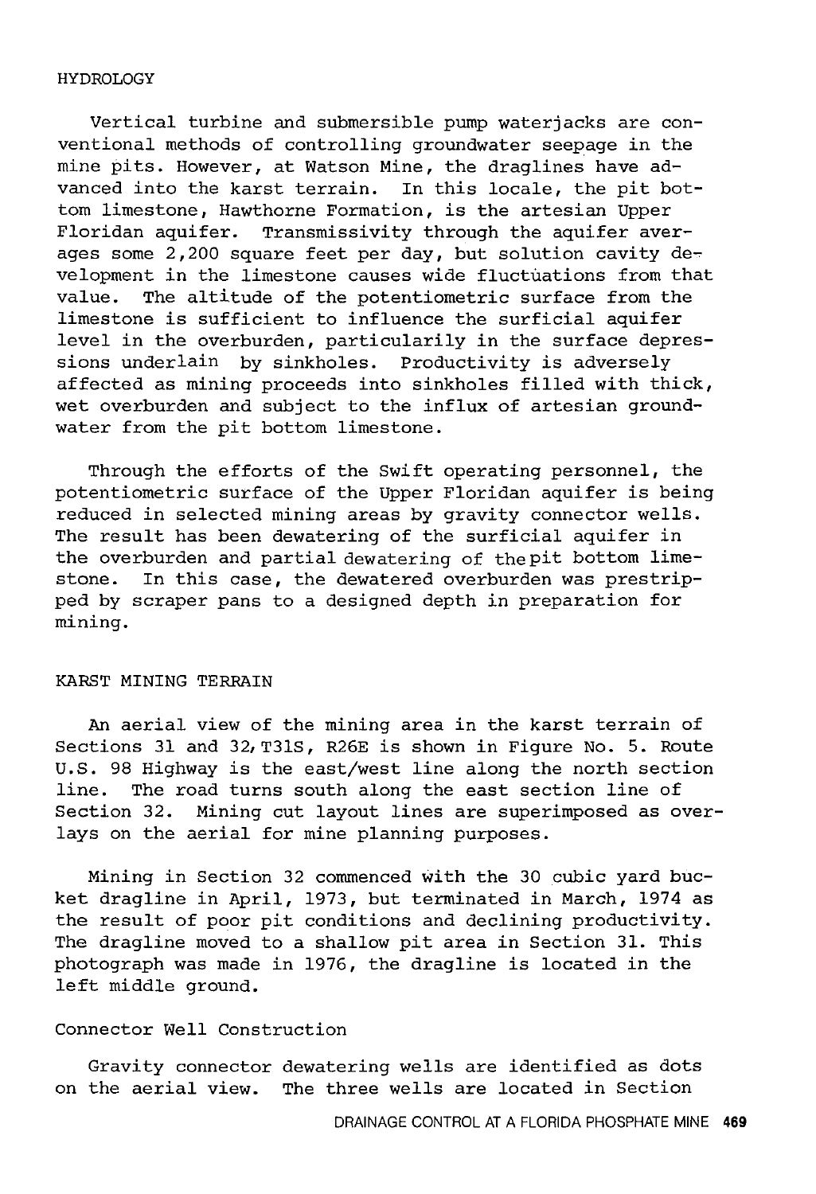## HYDROLOGY

Vertical turbine and submersible pump waterjacks are conventional methods of controlling groundwater seepage in the mine pits. However, at Watson Mine, the draglines have advanced into the karst terrain. In this locale, the pit bottom limestone, Hawthorne Formation, is the artesian Upper Floridan aquifer. Transmissivity through the aquifer averages some 2,200 square feet per day, but solution cavity development in the limestone causes wide fluctuations from that value. The altitude of the potentiometric surface from the limestone is sufficient to influence the surficial aquifer level in the overburden, particularily in the surface depressions underlain by sinkholes. Productivity is adversely affected as mining proceeds into sinkholes filled with thick, wet overburden and subject to the influx of artesian groundwater from the pit bottom limestone.

Through the efforts of the Swift operating personnel, the potentiometric surface of the Upper Floridan aquifer is being reduced in selected mining areas by gravity connector wells. The result has been dewatering of the surficial aquifer in the overburden and partial dewatering of the pit bottom limestone. In this case, the dewatered overburden was prestripped by scraper pans to a designed depth in preparation for mining.

## KARST MINING TERRAIN

An aerial view of the mining area in the karst terrain of Sections 31 and 32, T31S, R26E is shown in Figure No. 5. Route U.S. 98 Highway is the east/west line along the north section line. The road turns south along the east section line of Section 32. Mining cut layout lines are superimposed as overlays on the aerial for mine planning purposes.

Mining in Section 32 commenced with the 30 cubic yard bucket dragline in April, 1973, but terminated in March, 1974 as the result of poor pit conditions and declining productivity. The dragline moved to a shallow pit area in Section 31. This photograph was made in 1976, the dragline is located in the left middle ground.

### Connector Well Construction

Gravity connector dewatering wells are identified as dots on the aerial view. The three wells are located in Section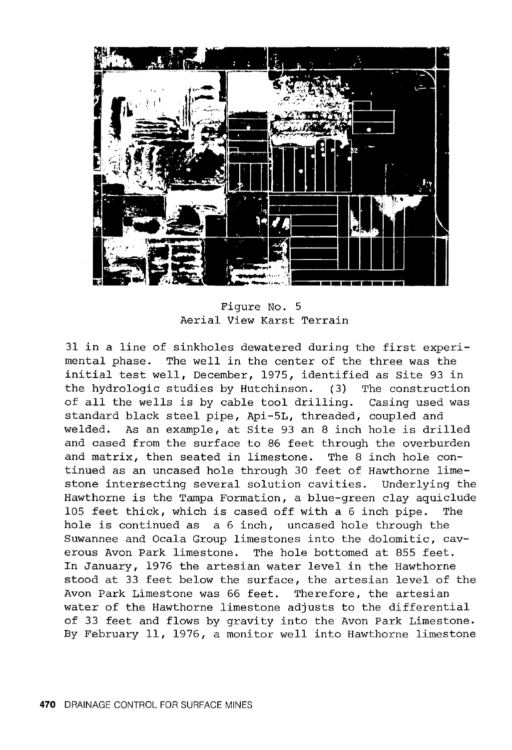Figure No. 5
Aerial View Karst Terrain

31 in a line of sinkholes dewatered during the first experimental phase. The well in the center of the three was the initial test well, December, 1975, identified as Site 93 in the hydrologic studies by Hutchinson. (3) The construction of all the wells is by cable tool drilling. Casing used was standard black steel pipe, Api-5L, threaded, coupled and welded. As an example, at Site 93 an 8 inch hole is drilled and cased from the surface to 86 feet through the overburden and matrix, then seated in limestone. The 8 inch hole continued as an uncased hole through 30 feet of Hawthorne limestone intersecting several solution cavities. Underlying the Hawthorne is the Tampa Formation, a blue-green clay aquiclude 105 feet thick, which is cased off with a 6 inch pipe. The hole is continued as a 6 inch, uncased hole through the Suwannee and Ocala Group limestones into the dolomitic, caverous Avon Park limestone. The hole bottomed at 855 feet. In January, 1976 the artesian water level in the Hawthorne stood at 33 feet below the surface, the artesian level of the Avon Park Limestone was 66 feet. Therefore, the artesian water of the Hawthorne limestone adjusts to the differential of 33 feet and flows by gravity into the Avon Park Limestone. By February 11, 1976, a monitor well into Hawthorne limestone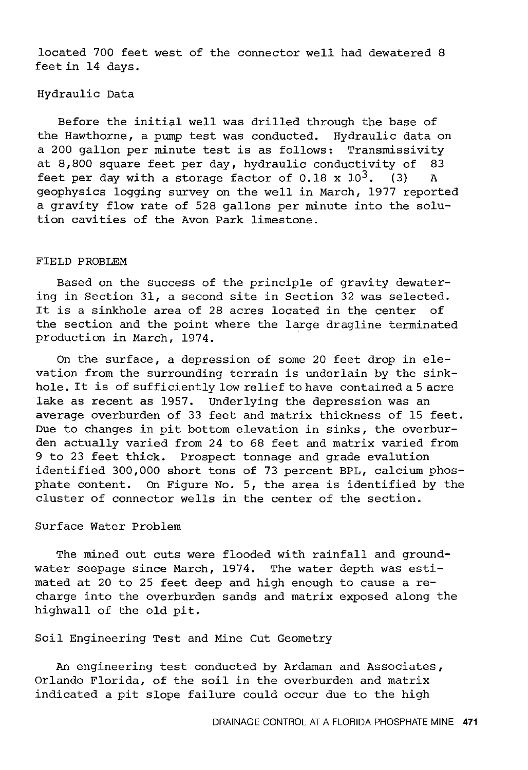located 700 feet west of the connector well had dewatered 8 feet in 14 days.

### Hydraulic Data

Before the initial well was drilled through the base of the Hawthorne, a pump test was conducted. Hydraulic data on a 200 gallon per minute test is as follows: Transmissivity at 8,800 square feet per day, hydraulic conductivity of 83 feet per day with a storage factor of $0.18 \times 10^3$. (3) A geophysics logging survey on the well in March, 1977 reported a gravity flow rate of 528 gallons per minute into the solution cavities of the Avon Park limestone.

## FIELD PROBLEM

Based on the success of the principle of gravity dewatering in Section 31, a second site in Section 32 was selected. It is a sinkhole area of 28 acres located in the center of the section and the point where the large dragline terminated production in March, 1974.

On the surface, a depression of some 20 feet drop in elevation from the surrounding terrain is underlain by the sinkhole. It is of sufficiently low relief to have contained a 5 acre lake as recent as 1957. Underlying the depression was an average overburden of 33 feet and matrix thickness of 15 feet. Due to changes in pit bottom elevation in sinks, the overburden actually varied from 24 to 68 feet and matrix varied from 9 to 23 feet thick. Prospect tonnage and grade evalution identified 300,000 short tons of 73 percent BPL, calcium phosphate content. On Figure No. 5, the area is identified by the cluster of connector wells in the center of the section.

### Surface Water Problem

The mined out cuts were flooded with rainfall and groundwater seepage since March, 1974. The water depth was estimated at 20 to 25 feet deep and high enough to cause a recharge into the overburden sands and matrix exposed along the highwall of the old pit.

### Soil Engineering Test and Mine Cut Geometry

An engineering test conducted by Ardaman and Associates, Orlando Florida, of the soil in the overburden and matrix indicated a pit slope failure could occur due to the high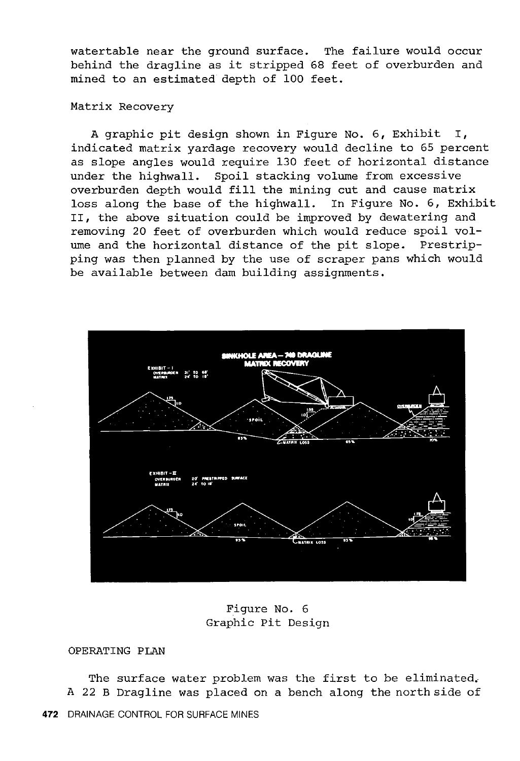watertable near the ground surface. The failure would occur behind the dragline as it stripped 68 feet of overburden and mined to an estimated depth of 100 feet.

Matrix Recovery

A graphic pit design shown in Figure No. 6, Exhibit I, indicated matrix yardage recovery would decline to 65 percent as slope angles would require 130 feet of horizontal distance under the highwall. Spoil stacking volume from excessive overburden depth would fill the mining cut and cause matrix loss along the base of the highwall. In Figure No. 6, Exhibit II, the above situation could be improved by dewatering and removing 20 feet of overburden which would reduce spoil volume and the horizontal distance of the pit slope. Prestripping was then planned by the use of scraper pans which would be available between dam building assignments.

Figure No. 6
Graphic Pit Design

OPERATING PLAN

The surface water problem was the first to be eliminated. A 22 B Dragline was placed on a bench along the north side of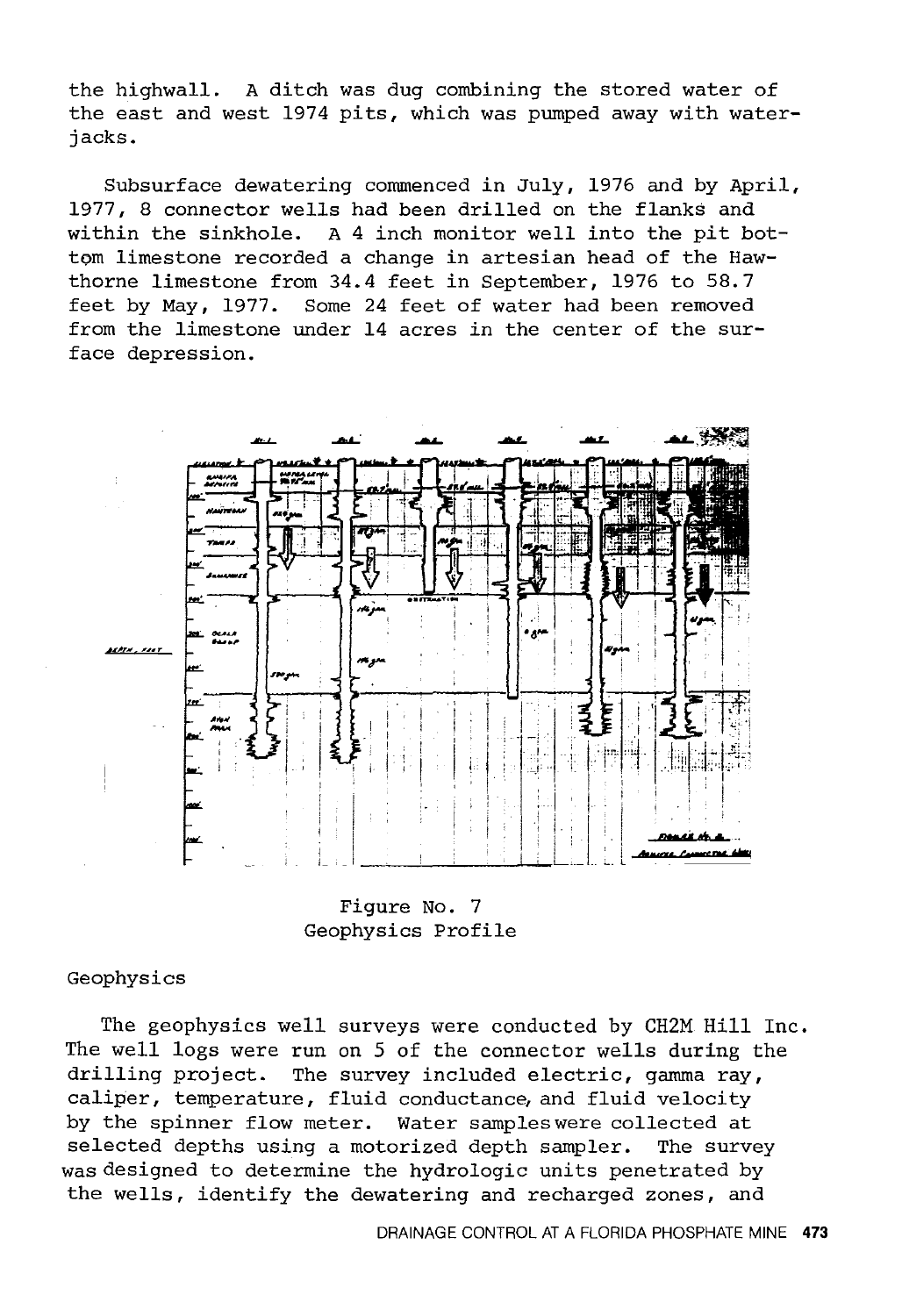the highwall. A ditch was dug combining the stored water of the east and west 1974 pits, which was pumped away with water-jacks.

Subsurface dewatering commenced in July, 1976 and by April, 1977, 8 connector wells had been drilled on the flanks and within the sinkhole. A 4 inch monitor well into the pit bottom limestone recorded a change in artesian head of the Hawthorne limestone from 34.4 feet in September, 1976 to 58.7 feet by May, 1977. Some 24 feet of water had been removed from the limestone under 14 acres in the center of the surface depression.

Figure No. 7
Geophysics Profile

## Geophysics

The geophysics well surveys were conducted by CH2M Hill Inc. The well logs were run on 5 of the connector wells during the drilling project. The survey included electric, gamma ray, caliper, temperature, fluid conductance, and fluid velocity by the spinner flow meter. Water samples were collected at selected depths using a motorized depth sampler. The survey was designed to determine the hydrologic units penetrated by the wells, identify the dewatering and recharged zones, and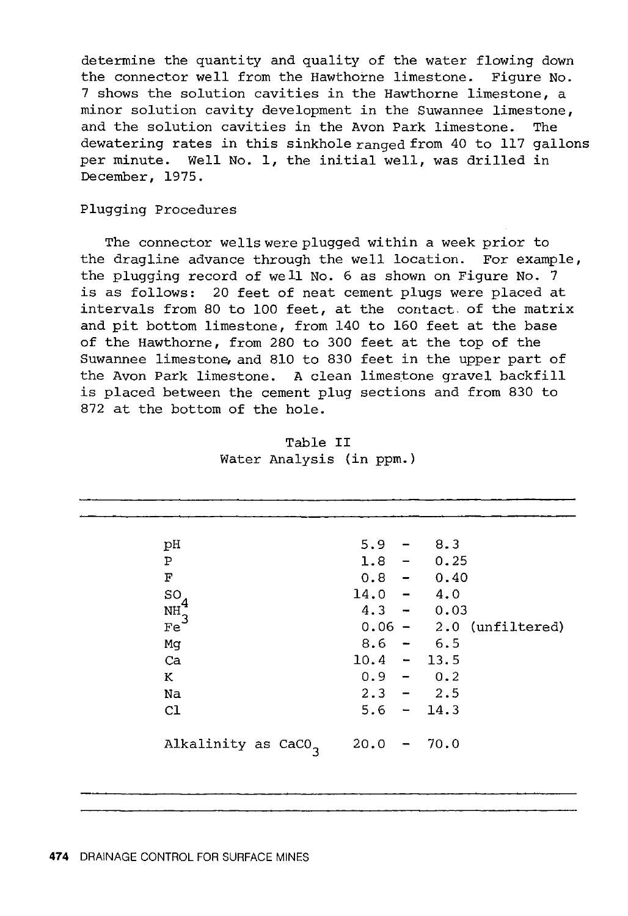determine the quantity and quality of the water flowing down the connector well from the Hawthorne limestone. Figure No. 7 shows the solution cavities in the Hawthorne limestone, a minor solution cavity development in the Suwannee limestone, and the solution cavities in the Avon Park limestone. The dewatering rates in this sinkhole ranged from 40 to 117 gallons per minute. Well No. 1, the initial well, was drilled in December, 1975.

## Plugging Procedures

The connector wells were plugged within a week prior to the dragline advance through the well location. For example, the plugging record of well No. 6 as shown on Figure No. 7 is as follows: 20 feet of neat cement plugs were placed at intervals from 80 to 100 feet, at the contact of the matrix and pit bottom limestone, from 140 to 160 feet at the base of the Hawthorne, from 280 to 300 feet at the top of the Suwannee limestone, and 810 to 830 feet in the upper part of the Avon Park limestone. A clean limestone gravel backfill is placed between the cement plug sections and from 830 to 872 at the bottom of the hole.

Table II
Water Analysis (in ppm.)

| Parameter | Range |
|---|---|
| pH | 5.9 - 8.3 |
| P | 1.8 - 0.25 |
| F | 0.8 - 0.40 |
| $SO_4$ | 14.0 - 4.0 |
| $NH_3$ | 4.3 - 0.03 |
| Fe | 0.06 - 2.0 (unfiltered) |
| Mg | 8.6 - 6.5 |
| Ca | 10.4 - 13.5 |
| K | 0.9 - 0.2 |
| Na | 2.3 - 2.5 |
| Cl | 5.6 - 14.3 |
| Alkalinity as $CaCO_3$ | 20.0 - 70.0 |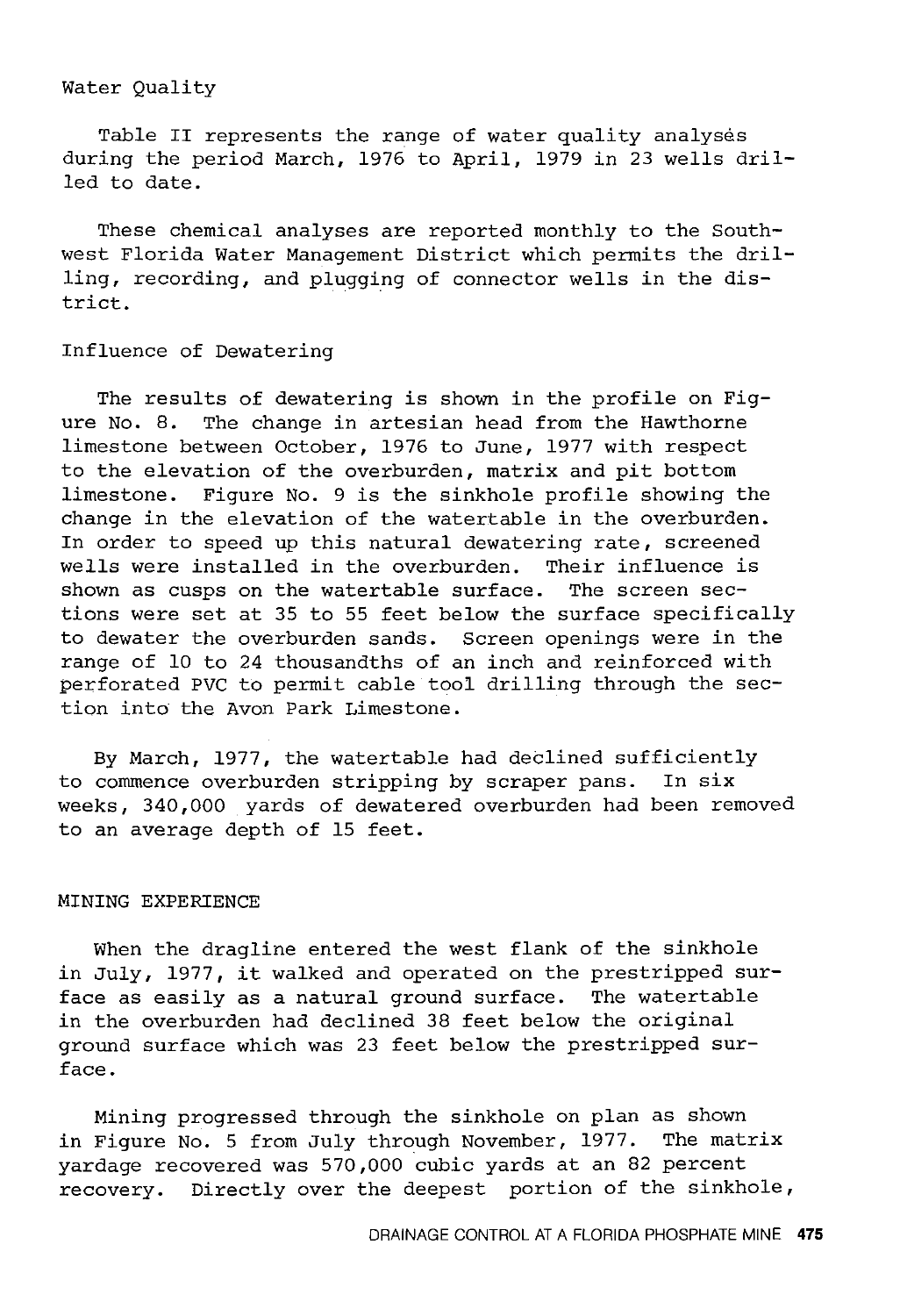Water Quality

Table II represents the range of water quality analyses during the period March, 1976 to April, 1979 in 23 wells drilled to date.

These chemical analyses are reported monthly to the Southwest Florida Water Management District which permits the drilling, recording, and plugging of connector wells in the district.

Influence of Dewatering

The results of dewatering is shown in the profile on Figure No. 8. The change in artesian head from the Hawthorne limestone between October, 1976 to June, 1977 with respect to the elevation of the overburden, matrix and pit bottom limestone. Figure No. 9 is the sinkhole profile showing the change in the elevation of the watertable in the overburden. In order to speed up this natural dewatering rate, screened wells were installed in the overburden. Their influence is shown as cusps on the watertable surface. The screen sections were set at 35 to 55 feet below the surface specifically to dewater the overburden sands. Screen openings were in the range of 10 to 24 thousandths of an inch and reinforced with perforated PVC to permit cable tool drilling through the section into the Avon Park Limestone.

By March, 1977, the watertable had declined sufficiently to commence overburden stripping by scraper pans. In six weeks, 340,000 yards of dewatered overburden had been removed to an average depth of 15 feet.

## MINING EXPERIENCE

When the dragline entered the west flank of the sinkhole in July, 1977, it walked and operated on the prestripped surface as easily as a natural ground surface. The watertable in the overburden had declined 38 feet below the original ground surface which was 23 feet below the prestripped surface.

Mining progressed through the sinkhole on plan as shown in Figure No. 5 from July through November, 1977. The matrix yardage recovered was 570,000 cubic yards at an 82 percent recovery. Directly over the deepest portion of the sinkhole,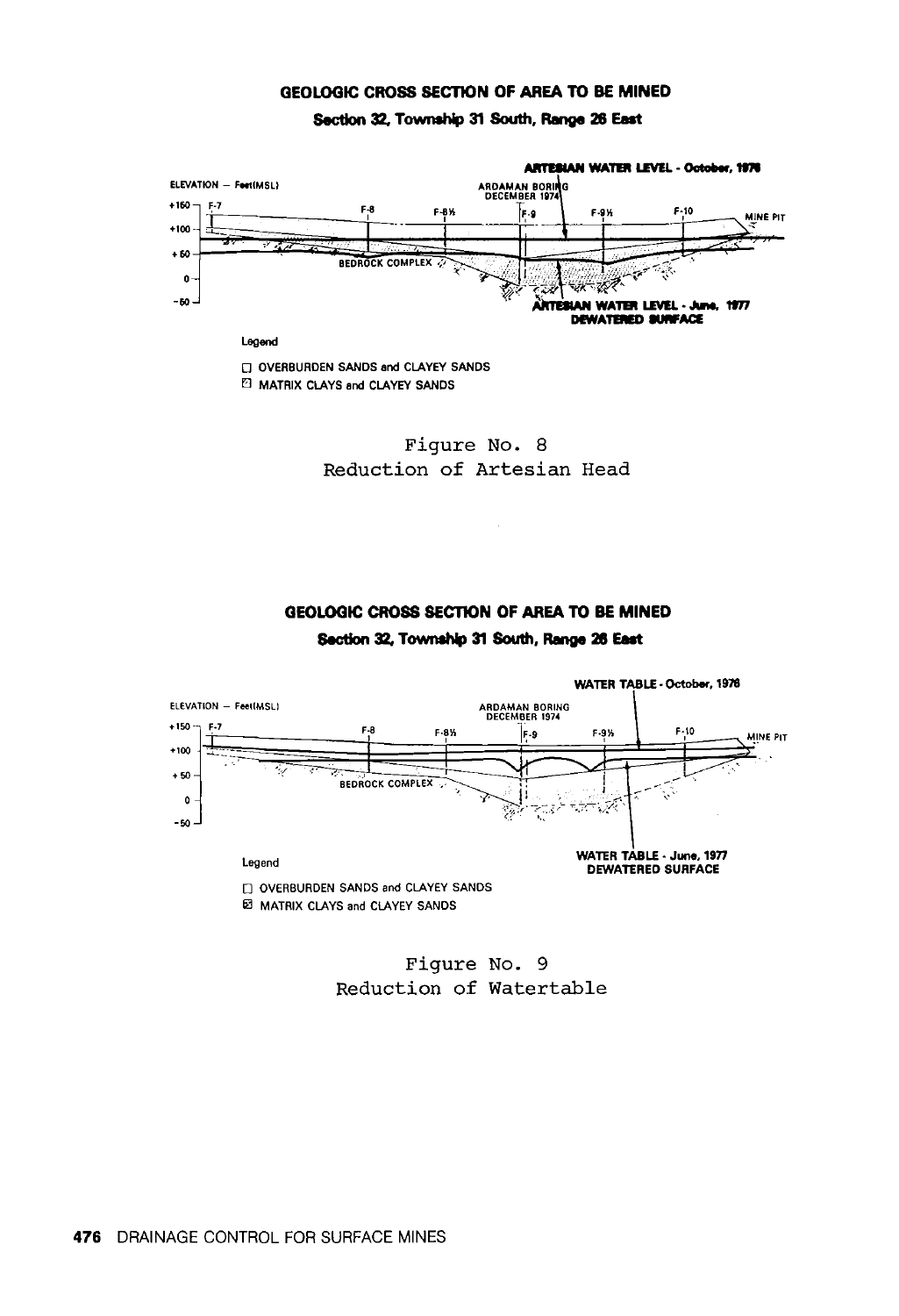### GEOLOGIC CROSS SECTION OF AREA TO BE MINED

**Section 32, Township 31 South, Range 26 East**

ELEVATION — Feet(MSL)

+150, +100, +50, 0, -50

F-7, F-8, F-8½, F-9, F-9½, F-10, MINE PIT

ARDAMAN BORING DECEMBER 1974

ARTESIAN WATER LEVEL - October, 1976

BEDROCK COMPLEX

ARTESIAN WATER LEVEL - June, 1977 DEWATERED SURFACE

Legend

- OVERBURDEN SANDS and CLAYEY SANDS
- MATRIX CLAYS and CLAYEY SANDS

Figure No. 8
Reduction of Artesian Head

### GEOLOGIC CROSS SECTION OF AREA TO BE MINED

**Section 32, Township 31 South, Range 26 East**

ELEVATION — Feet(MSL)

+150, +100, +50, 0, -50

F-7, F-8, F-8½, F-9, F-9½, F-10, MINE PIT

ARDAMAN BORING DECEMBER 1974

WATER TABLE - October, 1976

BEDROCK COMPLEX

WATER TABLE - June, 1977 DEWATERED SURFACE

Legend

- OVERBURDEN SANDS and CLAYEY SANDS
- MATRIX CLAYS and CLAYEY SANDS

Figure No. 9
Reduction of Watertable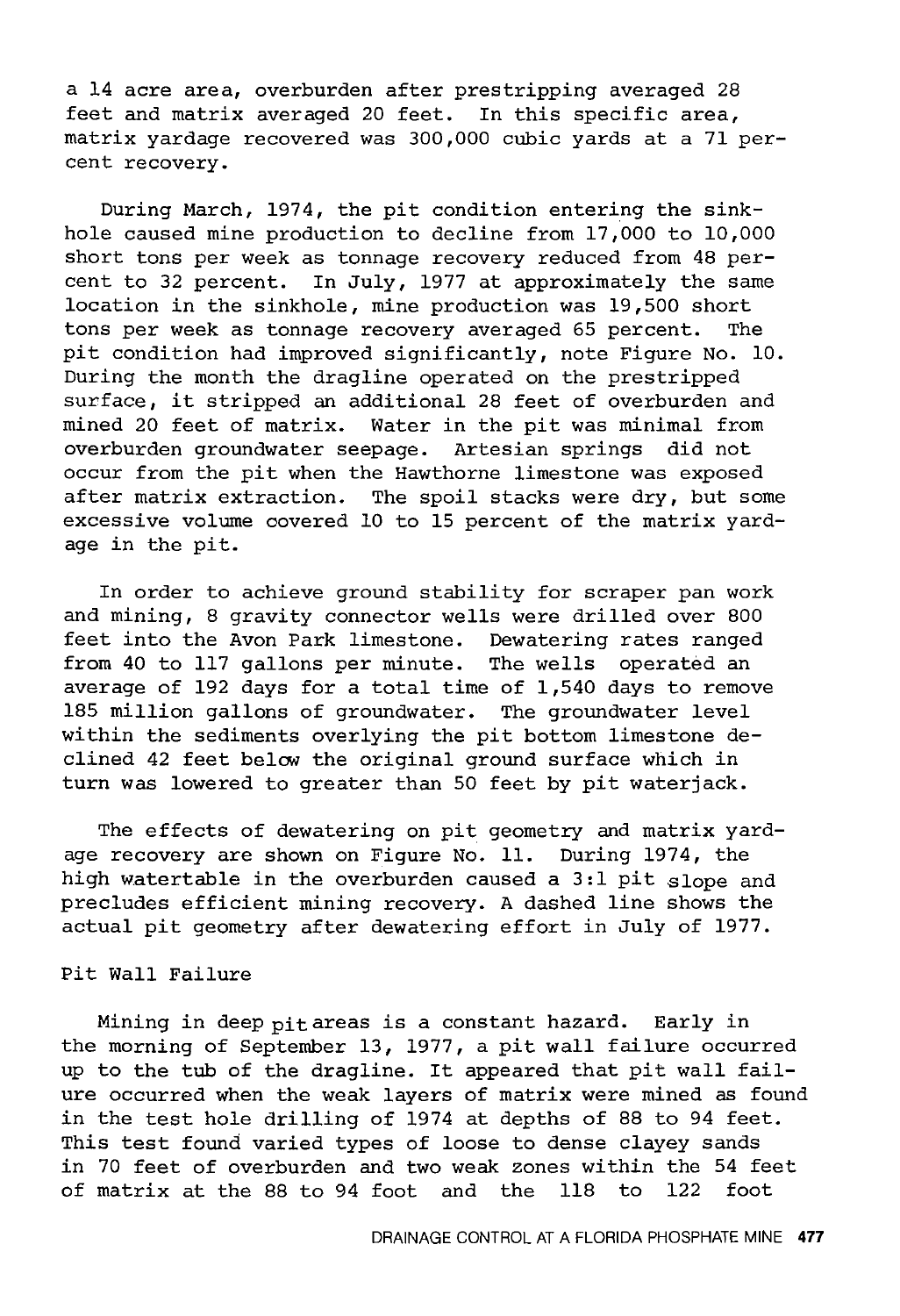a 14 acre area, overburden after prestripping averaged 28 feet and matrix averaged 20 feet. In this specific area, matrix yardage recovered was 300,000 cubic yards at a 71 percent recovery.

During March, 1974, the pit condition entering the sinkhole caused mine production to decline from 17,000 to 10,000 short tons per week as tonnage recovery reduced from 48 percent to 32 percent. In July, 1977 at approximately the same location in the sinkhole, mine production was 19,500 short tons per week as tonnage recovery averaged 65 percent. The pit condition had improved significantly, note Figure No. 10. During the month the dragline operated on the prestripped surface, it stripped an additional 28 feet of overburden and mined 20 feet of matrix. Water in the pit was minimal from overburden groundwater seepage. Artesian springs did not occur from the pit when the Hawthorne limestone was exposed after matrix extraction. The spoil stacks were dry, but some excessive volume covered 10 to 15 percent of the matrix yardage in the pit.

In order to achieve ground stability for scraper pan work and mining, 8 gravity connector wells were drilled over 800 feet into the Avon Park limestone. Dewatering rates ranged from 40 to 117 gallons per minute. The wells operated an average of 192 days for a total time of 1,540 days to remove 185 million gallons of groundwater. The groundwater level within the sediments overlying the pit bottom limestone declined 42 feet below the original ground surface which in turn was lowered to greater than 50 feet by pit waterjack.

The effects of dewatering on pit geometry and matrix yardage recovery are shown on Figure No. 11. During 1974, the high watertable in the overburden caused a 3:1 pit slope and precludes efficient mining recovery. A dashed line shows the actual pit geometry after dewatering effort in July of 1977.

## Pit Wall Failure

Mining in deep pit areas is a constant hazard. Early in the morning of September 13, 1977, a pit wall failure occurred up to the tub of the dragline. It appeared that pit wall failure occurred when the weak layers of matrix were mined as found in the test hole drilling of 1974 at depths of 88 to 94 feet. This test found varied types of loose to dense clayey sands in 70 feet of overburden and two weak zones within the 54 feet of matrix at the 88 to 94 foot and the 118 to 122 foot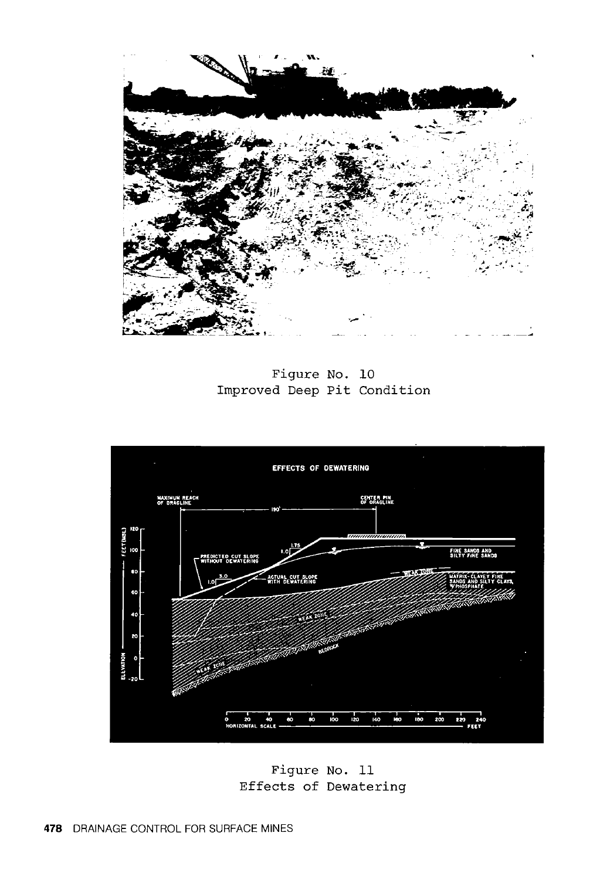Figure No. 10
Improved Deep Pit Condition

Figure No. 11
Effects of Dewatering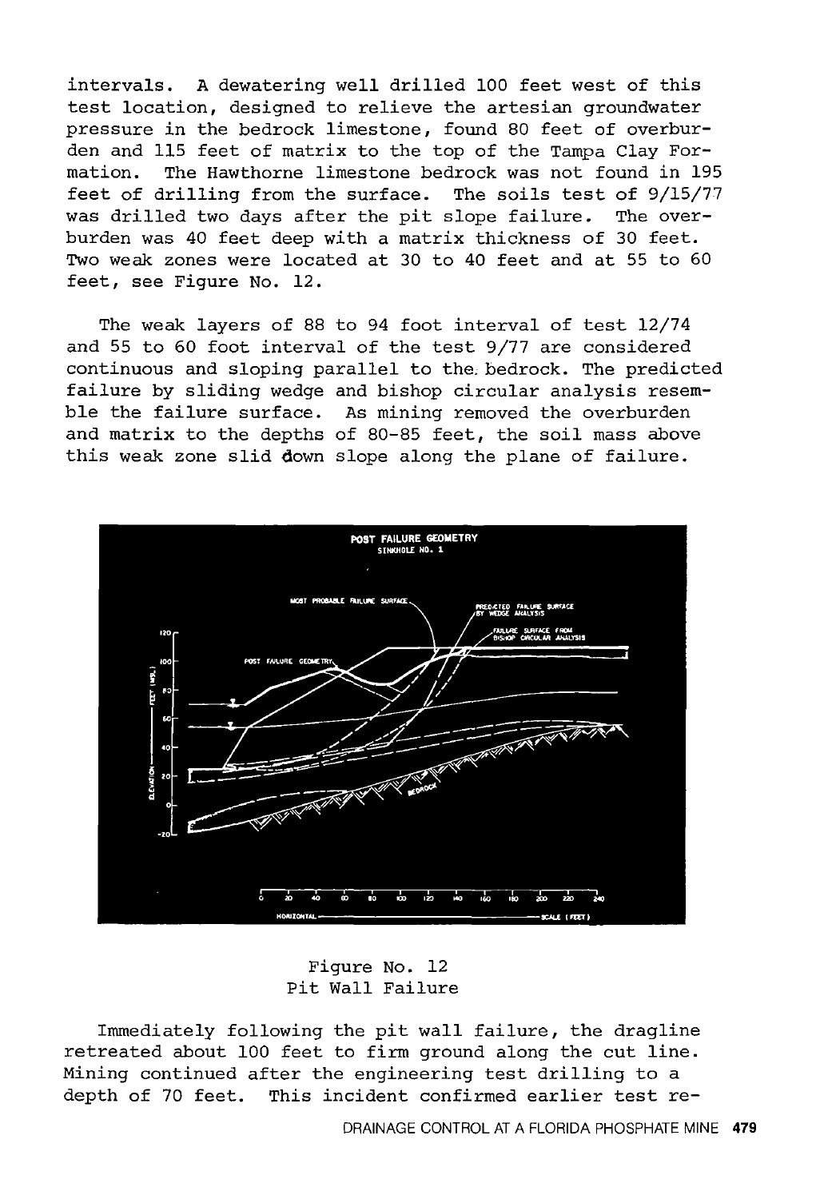intervals. A dewatering well drilled 100 feet west of this test location, designed to relieve the artesian groundwater pressure in the bedrock limestone, found 80 feet of overburden and 115 feet of matrix to the top of the Tampa Clay Formation. The Hawthorne limestone bedrock was not found in 195 feet of drilling from the surface. The soils test of 9/15/77 was drilled two days after the pit slope failure. The overburden was 40 feet deep with a matrix thickness of 30 feet. Two weak zones were located at 30 to 40 feet and at 55 to 60 feet, see Figure No. 12.

The weak layers of 88 to 94 foot interval of test 12/74 and 55 to 60 foot interval of the test 9/77 are considered continuous and sloping parallel to the bedrock. The predicted failure by sliding wedge and bishop circular analysis resemble the failure surface. As mining removed the overburden and matrix to the depths of 80-85 feet, the soil mass above this weak zone slid down slope along the plane of failure.

Figure No. 12
Pit Wall Failure

Immediately following the pit wall failure, the dragline retreated about 100 feet to firm ground along the cut line. Mining continued after the engineering test drilling to a depth of 70 feet. This incident confirmed earlier test re-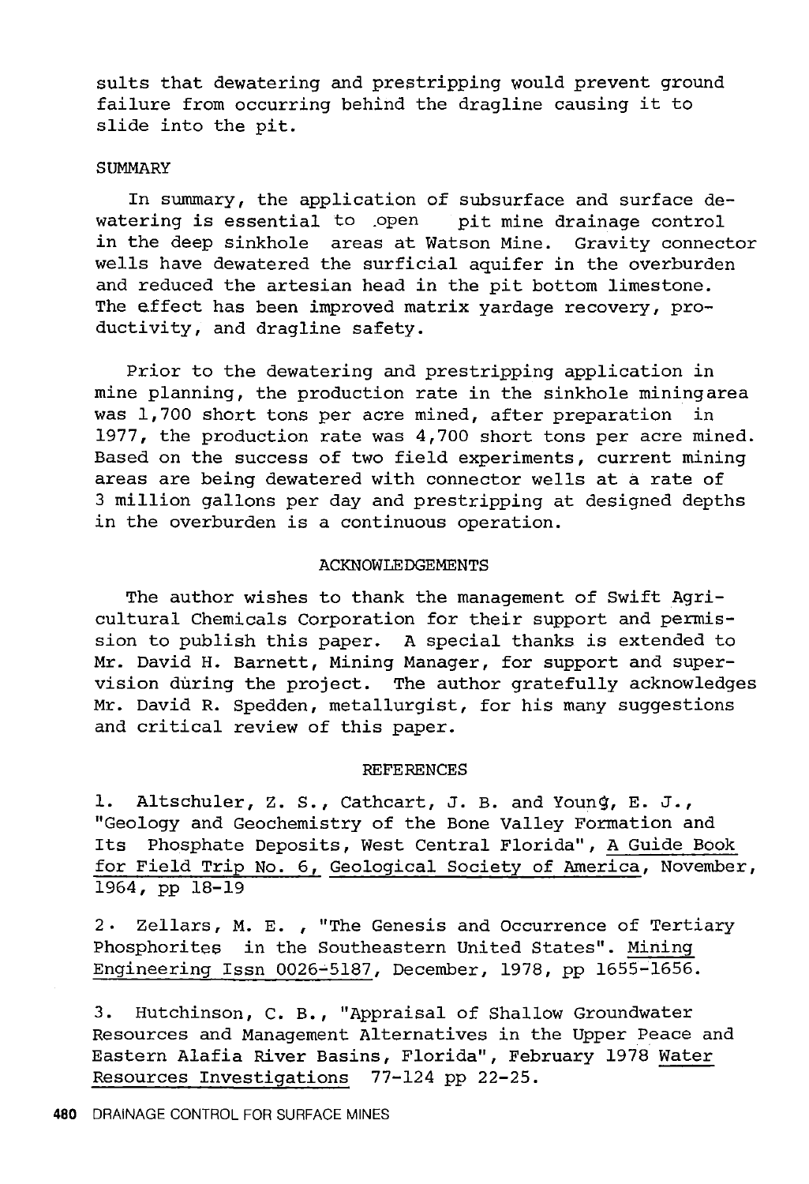sults that dewatering and prestripping would prevent ground failure from occurring behind the dragline causing it to slide into the pit.

## SUMMARY

In summary, the application of subsurface and surface dewatering is essential to open pit mine drainage control in the deep sinkhole areas at Watson Mine. Gravity connector wells have dewatered the surficial aquifer in the overburden and reduced the artesian head in the pit bottom limestone. The effect has been improved matrix yardage recovery, productivity, and dragline safety.

Prior to the dewatering and prestripping application in mine planning, the production rate in the sinkhole miningarea was 1,700 short tons per acre mined, after preparation in 1977, the production rate was 4,700 short tons per acre mined. Based on the success of two field experiments, current mining areas are being dewatered with connector wells at a rate of 3 million gallons per day and prestripping at designed depths in the overburden is a continuous operation.

## ACKNOWLEDGEMENTS

The author wishes to thank the management of Swift Agricultural Chemicals Corporation for their support and permission to publish this paper. A special thanks is extended to Mr. David H. Barnett, Mining Manager, for support and supervision during the project. The author gratefully acknowledges Mr. David R. Spedden, metallurgist, for his many suggestions and critical review of this paper.

## REFERENCES

1. Altschuler, Z. S., Cathcart, J. B. and Young, E. J., "Geology and Geochemistry of the Bone Valley Formation and Its Phosphate Deposits, West Central Florida", A Guide Book for Field Trip No. 6, Geological Society of America, November, 1964, pp 18-19

2. Zellars, M. E. , "The Genesis and Occurrence of Tertiary Phosphorites in the Southeastern United States". Mining Engineering Issn 0026-5187, December, 1978, pp 1655-1656.

3. Hutchinson, C. B., "Appraisal of Shallow Groundwater Resources and Management Alternatives in the Upper Peace and Eastern Alafia River Basins, Florida", February 1978 Water Resources Investigations 77-124 pp 22-25.